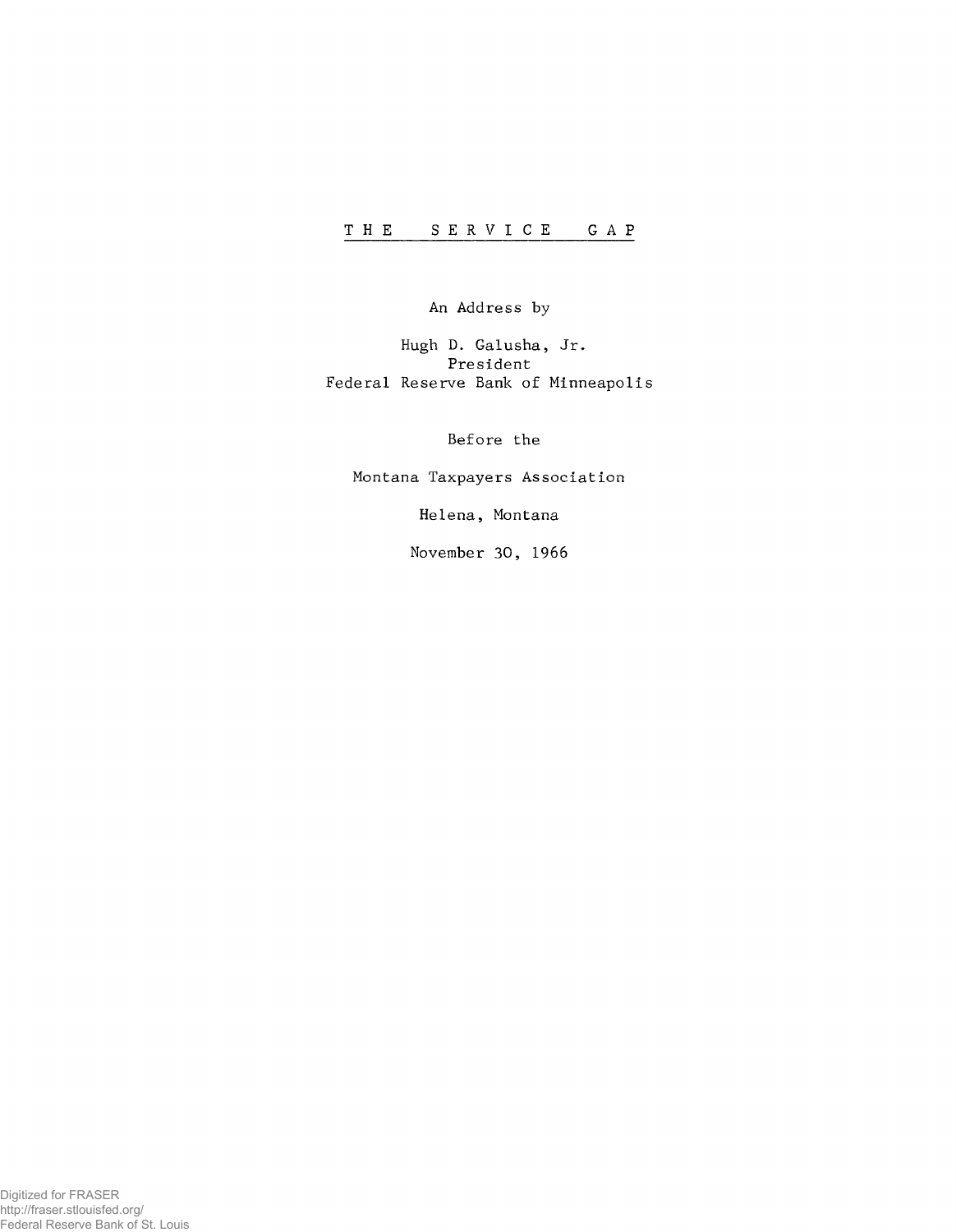# THE SERVICE GAP

An Address by

Hugh D. Galusha, Jr.
President
Federal Reserve Bank of Minneapolis

Before the

Montana Taxpayers Association

Helena, Montana

November 30, 1966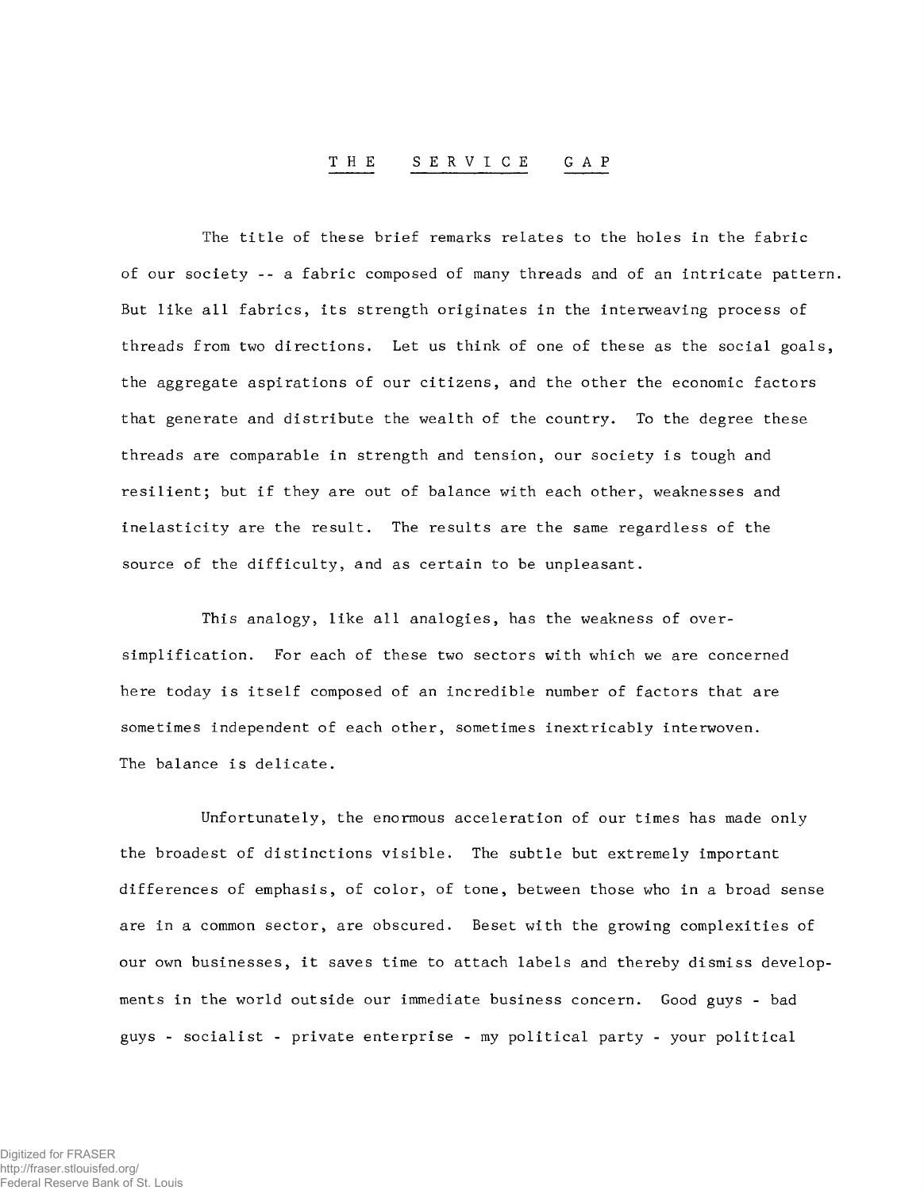# THE SERVICE GAP

The title of these brief remarks relates to the holes in the fabric of our society -- a fabric composed of many threads and of an intricate pattern. But like all fabrics, its strength originates in the interweaving process of threads from two directions. Let us think of one of these as the social goals, the aggregate aspirations of our citizens, and the other the economic factors that generate and distribute the wealth of the country. To the degree these threads are comparable in strength and tension, our society is tough and resilient; but if they are out of balance with each other, weaknesses and inelasticity are the result. The results are the same regardless of the source of the difficulty, and as certain to be unpleasant.

This analogy, like all analogies, has the weakness of over-simplification. For each of these two sectors with which we are concerned here today is itself composed of an incredible number of factors that are sometimes independent of each other, sometimes inextricably interwoven. The balance is delicate.

Unfortunately, the enormous acceleration of our times has made only the broadest of distinctions visible. The subtle but extremely important differences of emphasis, of color, of tone, between those who in a broad sense are in a common sector, are obscured. Beset with the growing complexities of our own businesses, it saves time to attach labels and thereby dismiss developments in the world outside our immediate business concern. Good guys - bad guys - socialist - private enterprise - my political party - your political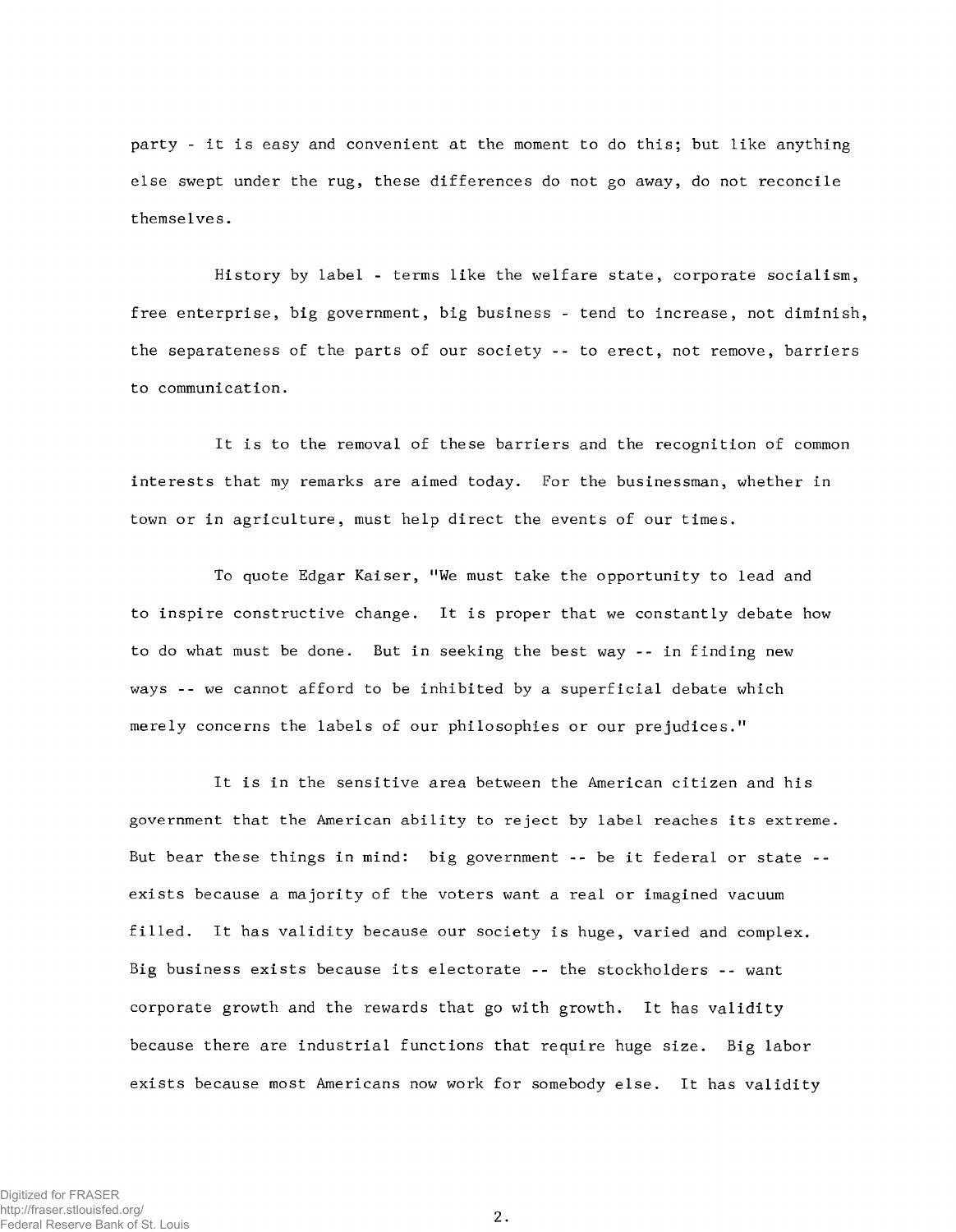party - it is easy and convenient at the moment to do this; but like anything else swept under the rug, these differences do not go away, do not reconcile themselves.

History by label - terms like the welfare state, corporate socialism, free enterprise, big government, big business - tend to increase, not diminish, the separateness of the parts of our society -- to erect, not remove, barriers to communication.

It is to the removal of these barriers and the recognition of common interests that my remarks are aimed today. For the businessman, whether in town or in agriculture, must help direct the events of our times.

To quote Edgar Kaiser, "We must take the opportunity to lead and to inspire constructive change. It is proper that we constantly debate how to do what must be done. But in seeking the best way -- in finding new ways -- we cannot afford to be inhibited by a superficial debate which merely concerns the labels of our philosophies or our prejudices."

It is in the sensitive area between the American citizen and his government that the American ability to reject by label reaches its extreme. But bear these things in mind: big government -- be it federal or state -- exists because a majority of the voters want a real or imagined vacuum filled. It has validity because our society is huge, varied and complex. Big business exists because its electorate -- the stockholders -- want corporate growth and the rewards that go with growth. It has validity because there are industrial functions that require huge size. Big labor exists because most Americans now work for somebody else. It has validity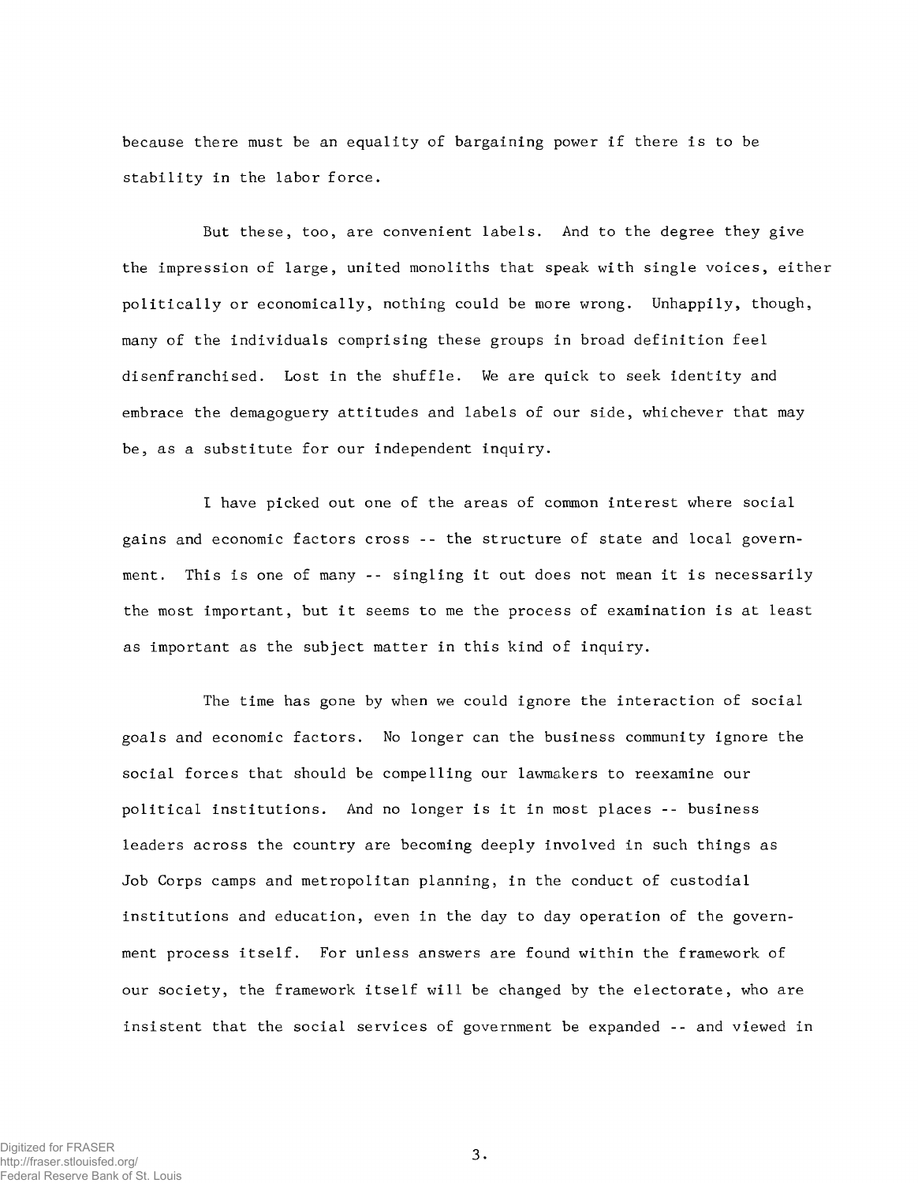because there must be an equality of bargaining power if there is to be stability in the labor force.

But these, too, are convenient labels. And to the degree they give the impression of large, united monoliths that speak with single voices, either politically or economically, nothing could be more wrong. Unhappily, though, many of the individuals comprising these groups in broad definition feel disenfranchised. Lost in the shuffle. We are quick to seek identity and embrace the demagoguery attitudes and labels of our side, whichever that may be, as a substitute for our independent inquiry.

I have picked out one of the areas of common interest where social gains and economic factors cross -- the structure of state and local government. This is one of many -- singling it out does not mean it is necessarily the most important, but it seems to me the process of examination is at least as important as the subject matter in this kind of inquiry.

The time has gone by when we could ignore the interaction of social goals and economic factors. No longer can the business community ignore the social forces that should be compelling our lawmakers to reexamine our political institutions. And no longer is it in most places -- business leaders across the country are becoming deeply involved in such things as Job Corps camps and metropolitan planning, in the conduct of custodial institutions and education, even in the day to day operation of the government process itself. For unless answers are found within the framework of our society, the framework itself will be changed by the electorate, who are insistent that the social services of government be expanded -- and viewed in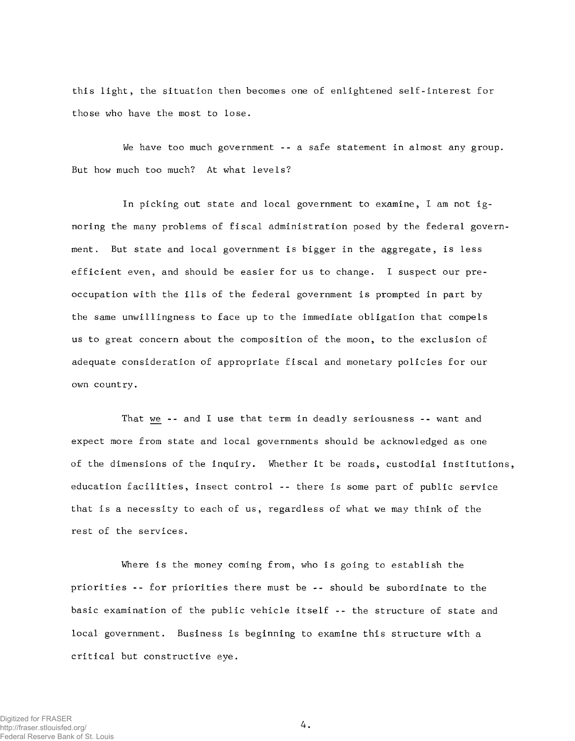this light, the situation then becomes one of enlightened self-interest for those who have the most to lose.

We have too much government -- a safe statement in almost any group. But how much too much? At what levels?

In picking out state and local government to examine, I am not ignoring the many problems of fiscal administration posed by the federal government. But state and local government is bigger in the aggregate, is less efficient even, and should be easier for us to change. I suspect our preoccupation with the ills of the federal government is prompted in part by the same unwillingness to face up to the immediate obligation that compels us to great concern about the composition of the moon, to the exclusion of adequate consideration of appropriate fiscal and monetary policies for our own country.

That _we_ -- and I use that term in deadly seriousness -- want and expect more from state and local governments should be acknowledged as one of the dimensions of the inquiry. Whether it be roads, custodial institutions, education facilities, insect control -- there is some part of public service that is a necessity to each of us, regardless of what we may think of the rest of the services.

Where is the money coming from, who is going to establish the priorities -- for priorities there must be -- should be subordinate to the basic examination of the public vehicle itself -- the structure of state and local government. Business is beginning to examine this structure with a critical but constructive eye.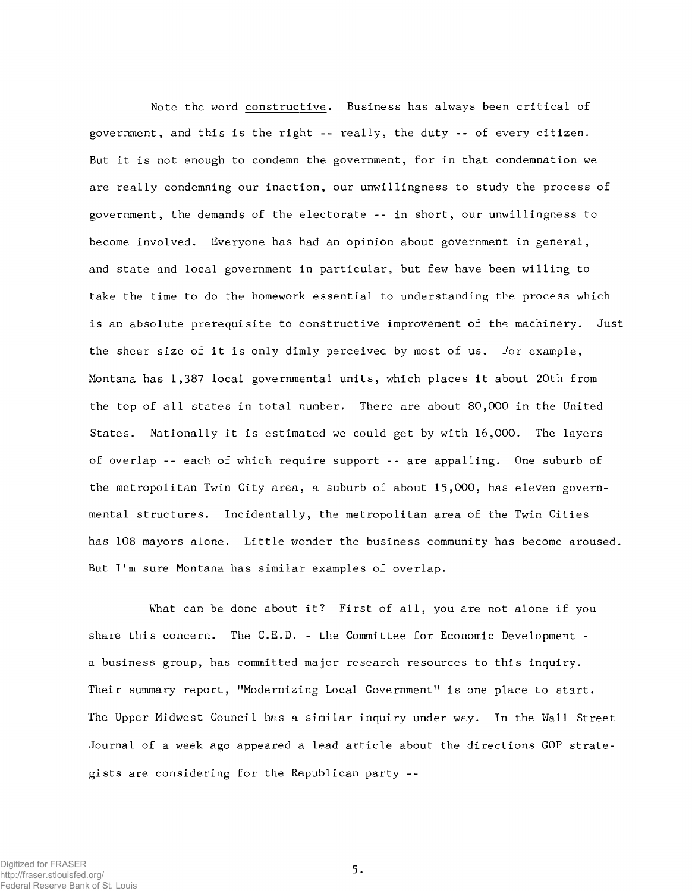Note the word <u>constructive</u>. Business has always been critical of government, and this is the right -- really, the duty -- of every citizen. But it is not enough to condemn the government, for in that condemnation we are really condemning our inaction, our unwillingness to study the process of government, the demands of the electorate -- in short, our unwillingness to become involved. Everyone has had an opinion about government in general, and state and local government in particular, but few have been willing to take the time to do the homework essential to understanding the process which is an absolute prerequisite to constructive improvement of the machinery. Just the sheer size of it is only dimly perceived by most of us. For example, Montana has 1,387 local governmental units, which places it about 20th from the top of all states in total number. There are about 80,000 in the United States. Nationally it is estimated we could get by with 16,000. The layers of overlap -- each of which require support -- are appalling. One suburb of the metropolitan Twin City area, a suburb of about 15,000, has eleven governmental structures. Incidentally, the metropolitan area of the Twin Cities has 108 mayors alone. Little wonder the business community has become aroused. But I'm sure Montana has similar examples of overlap.

What can be done about it? First of all, you are not alone if you share this concern. The C.E.D. - the Committee for Economic Development - a business group, has committed major research resources to this inquiry. Their summary report, "Modernizing Local Government" is one place to start. The Upper Midwest Council has a similar inquiry under way. In the Wall Street Journal of a week ago appeared a lead article about the directions GOP strategists are considering for the Republican party --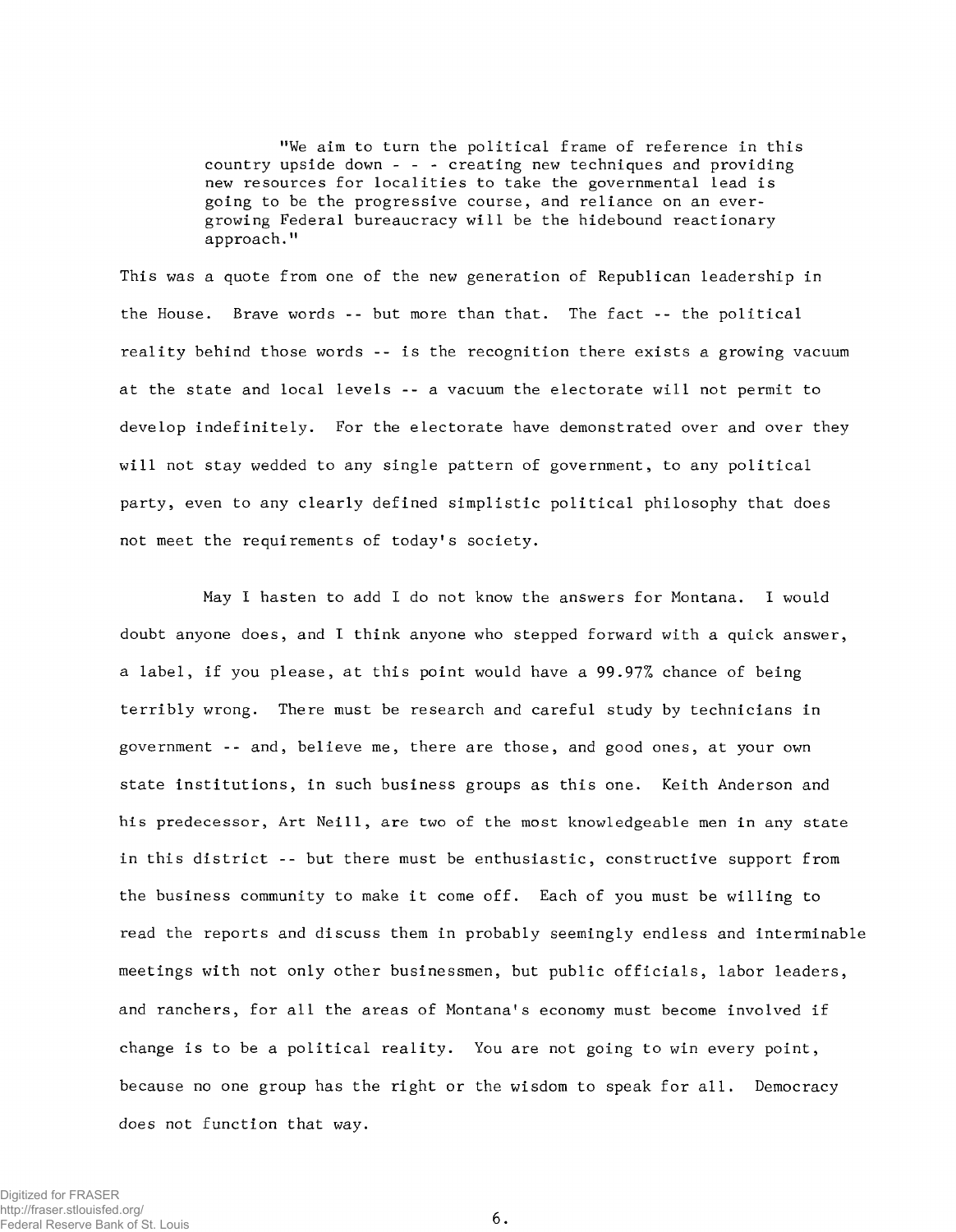> "We aim to turn the political frame of reference in this country upside down - - - creating new techniques and providing new resources for localities to take the governmental lead is going to be the progressive course, and reliance on an ever-growing Federal bureaucracy will be the hidebound reactionary approach."

This was a quote from one of the new generation of Republican leadership in the House. Brave words -- but more than that. The fact -- the political reality behind those words -- is the recognition there exists a growing vacuum at the state and local levels -- a vacuum the electorate will not permit to develop indefinitely. For the electorate have demonstrated over and over they will not stay wedded to any single pattern of government, to any political party, even to any clearly defined simplistic political philosophy that does not meet the requirements of today's society.

May I hasten to add I do not know the answers for Montana. I would doubt anyone does, and I think anyone who stepped forward with a quick answer, a label, if you please, at this point would have a 99.97% chance of being terribly wrong. There must be research and careful study by technicians in government -- and, believe me, there are those, and good ones, at your own state institutions, in such business groups as this one. Keith Anderson and his predecessor, Art Neill, are two of the most knowledgeable men in any state in this district -- but there must be enthusiastic, constructive support from the business community to make it come off. Each of you must be willing to read the reports and discuss them in probably seemingly endless and interminable meetings with not only other businessmen, but public officials, labor leaders, and ranchers, for all the areas of Montana's economy must become involved if change is to be a political reality. You are not going to win every point, because no one group has the right or the wisdom to speak for all. Democracy does not function that way.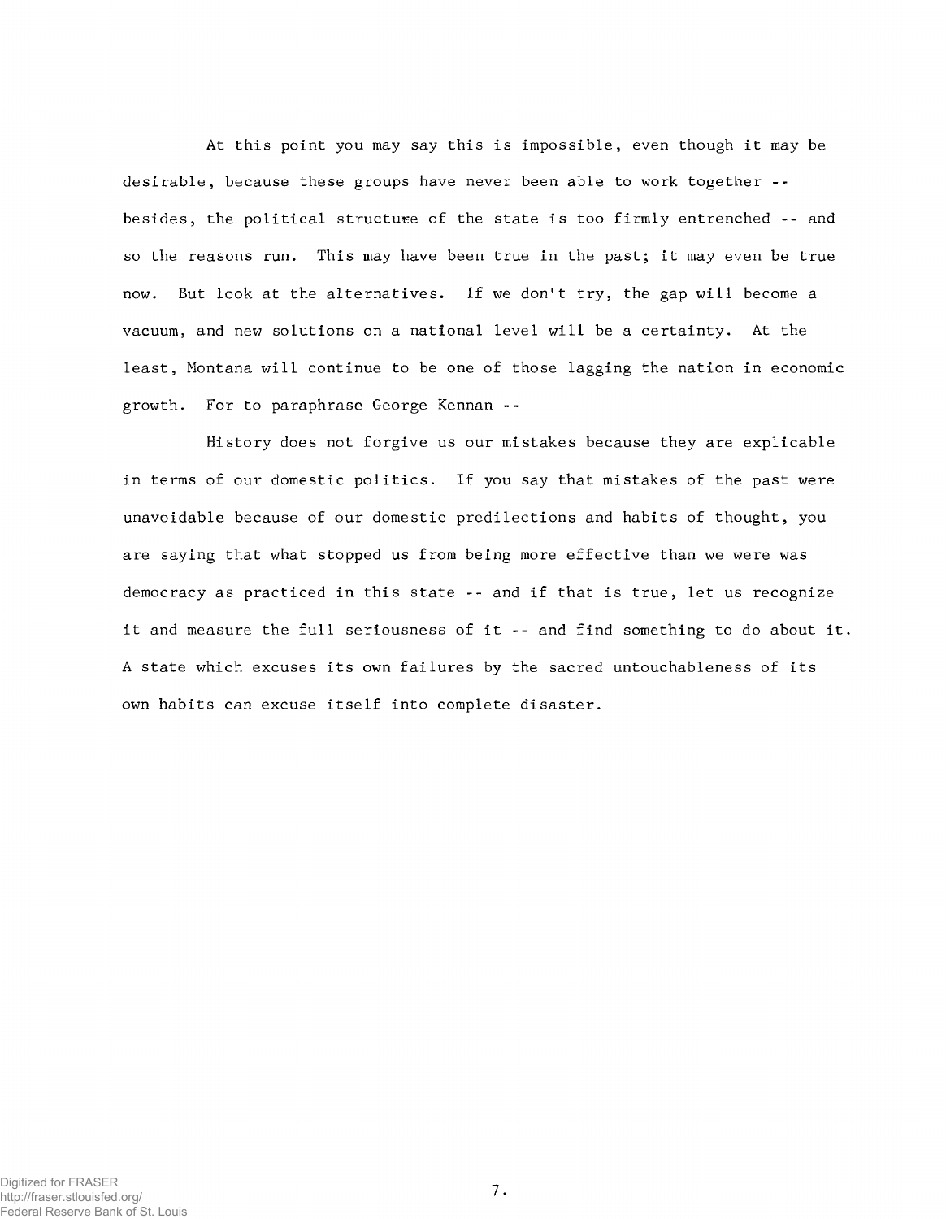At this point you may say this is impossible, even though it may be desirable, because these groups have never been able to work together -- besides, the political structure of the state is too firmly entrenched -- and so the reasons run. This may have been true in the past; it may even be true now. But look at the alternatives. If we don't try, the gap will become a vacuum, and new solutions on a national level will be a certainty. At the least, Montana will continue to be one of those lagging the nation in economic growth. For to paraphrase George Kennan --

History does not forgive us our mistakes because they are explicable in terms of our domestic politics. If you say that mistakes of the past were unavoidable because of our domestic predilections and habits of thought, you are saying that what stopped us from being more effective than we were was democracy as practiced in this state -- and if that is true, let us recognize it and measure the full seriousness of it -- and find something to do about it. A state which excuses its own failures by the sacred untouchableness of its own habits can excuse itself into complete disaster.